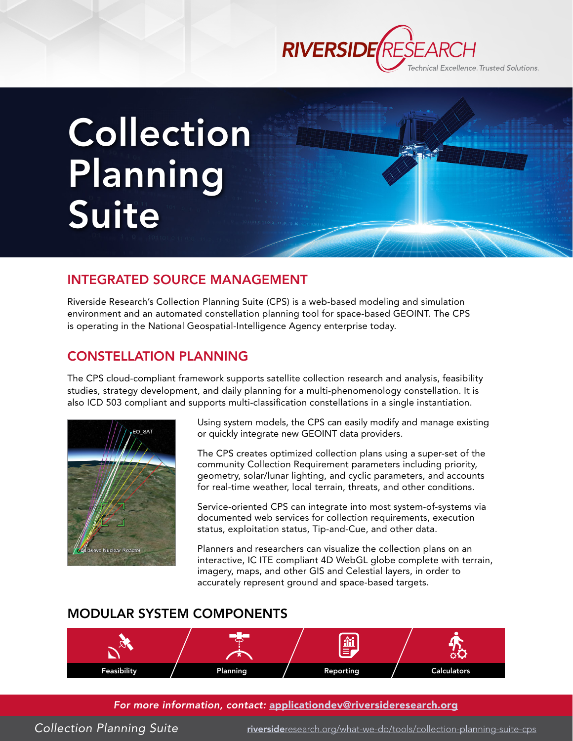RIVERSIDE RESEARCH
*Technical Excellence. Trusted Solutions.*

# Collection Planning Suite

## INTEGRATED SOURCE MANAGEMENT

Riverside Research's Collection Planning Suite (CPS) is a web-based modeling and simulation environment and an automated constellation planning tool for space-based GEOINT. The CPS is operating in the National Geospatial-Intelligence Agency enterprise today.

## CONSTELLATION PLANNING

The CPS cloud-compliant framework supports satellite collection research and analysis, feasibility studies, strategy development, and daily planning for a multi-phenomenology constellation. It is also ICD 503 compliant and supports multi-classification constellations in a single instantiation.

Using system models, the CPS can easily modify and manage existing or quickly integrate new GEOINT data providers.

The CPS creates optimized collection plans using a super-set of the community Collection Requirement parameters including priority, geometry, solar/lunar lighting, and cyclic parameters, and accounts for real-time weather, local terrain, threats, and other conditions.

Service-oriented CPS can integrate into most system-of-systems via documented web services for collection requirements, execution status, exploitation status, Tip-and-Cue, and other data.

Planners and researchers can visualize the collection plans on an interactive, IC ITE compliant 4D WebGL globe complete with terrain, imagery, maps, and other GIS and Celestial layers, in order to accurately represent ground and space-based targets.

## MODULAR SYSTEM COMPONENTS

- Feasibility
- Planning
- Reporting
- Calculators

*For more information, contact:* applicationdev@riversideresearch.org

*Collection Planning Suite* riversideresearch.org/what-we-do/tools/collection-planning-suite-cps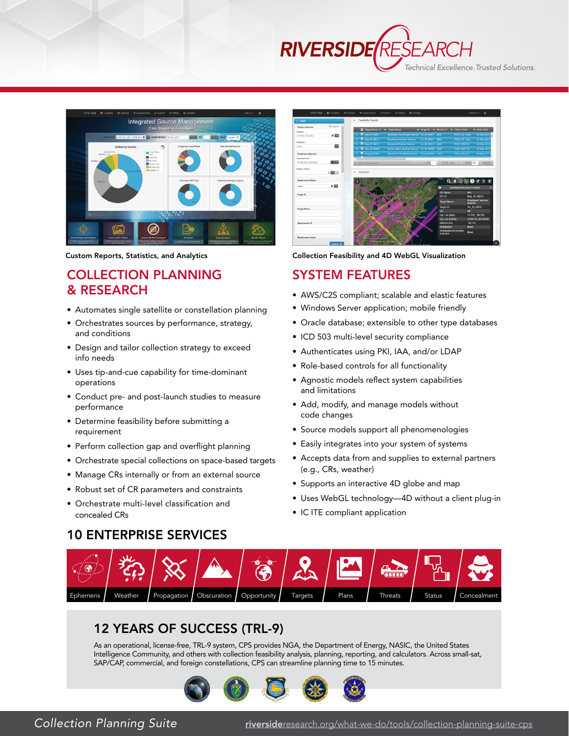Custom Reports, Statistics, and Analytics

Collection Feasibility and 4D WebGL Visualization

## COLLECTION PLANNING & RESEARCH

- Automates single satellite or constellation planning
- Orchestrates sources by performance, strategy, and conditions
- Design and tailor collection strategy to exceed info needs
- Uses tip-and-cue capability for time-dominant operations
- Conduct pre- and post-launch studies to measure performance
- Determine feasibility before submitting a requirement
- Perform collection gap and overflight planning
- Orchestrate special collections on space-based targets
- Manage CRs internally or from an external source
- Robust set of CR parameters and constraints
- Orchestrate multi-level classification and concealed CRs

## SYSTEM FEATURES

- AWS/C2S compliant; scalable and elastic features
- Windows Server application; mobile friendly
- Oracle database; extensible to other type databases
- ICD 503 multi-level security compliance
- Authenticates using PKI, IAA, and/or LDAP
- Role-based controls for all functionality
- Agnostic models reflect system capabilities and limitations
- Add, modify, and manage models without code changes
- Source models support all phenomenologies
- Easily integrates into your system of systems
- Accepts data from and supplies to external partners (e.g., CRs, weather)
- Supports an interactive 4D globe and map
- Uses WebGL technology—4D without a client plug-in
- IC ITE compliant application

## 10 ENTERPRISE SERVICES

Ephemeris | Weather | Propagation | Obscuration | Opportunity | Targets | Plans | Threats | Status | Concealment

## 12 YEARS OF SUCCESS (TRL-9)

As an operational, license-free, TRL-9 system, CPS provides NGA, the Department of Energy, NASIC, the United States Intelligence Community, and others with collection feasibility analysis, planning, reporting, and calculators. Across small-sat, SAP/CAP, commercial, and foreign constellations, CPS can streamline planning time to 15 minutes.

*Collection Planning Suite*

riversideresearch.org/what-we-do/tools/collection-planning-suite-cps